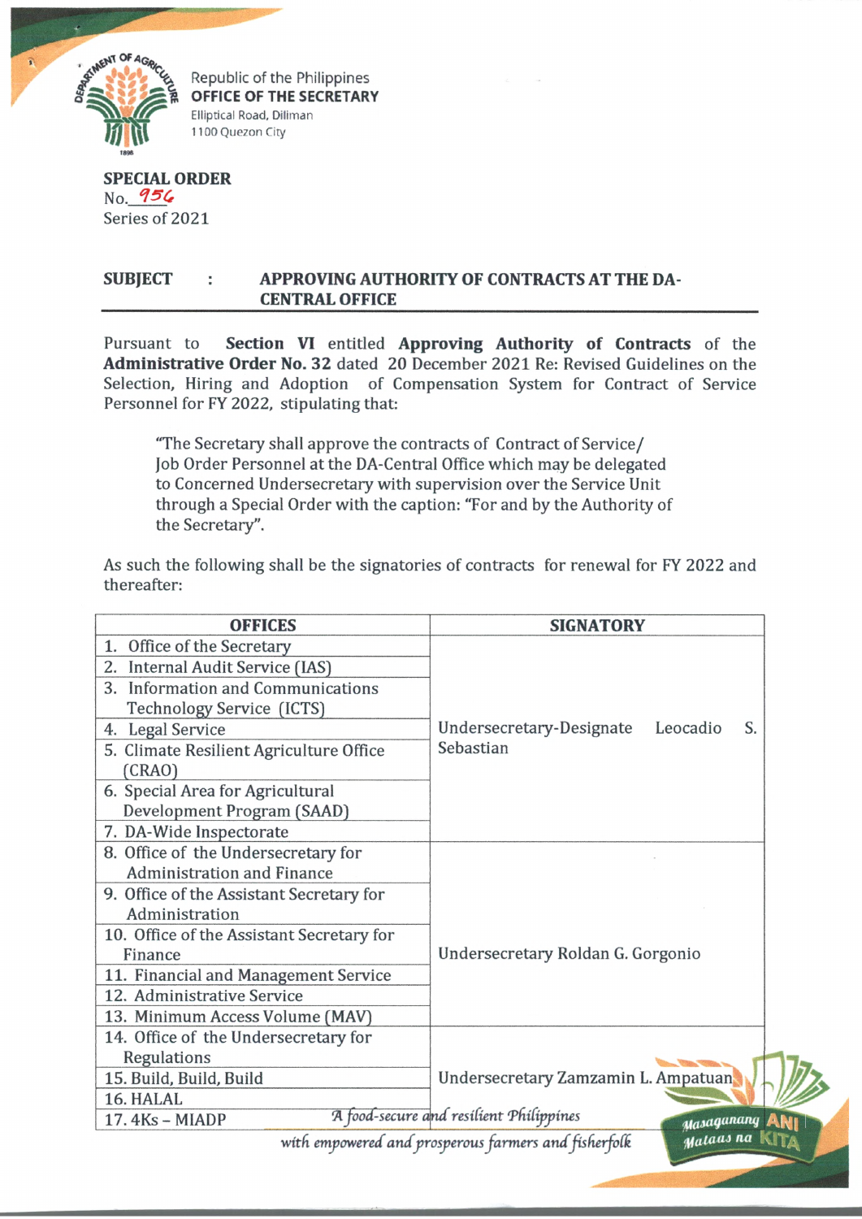Republic of the Philippines
**OFFICE OF THE SECRETARY**
Elliptical Road, Diliman
1100 Quezon City

**SPECIAL ORDER**
No. 956
Series of 2021

**SUBJECT : APPROVING AUTHORITY OF CONTRACTS AT THE DA-CENTRAL OFFICE**

Pursuant to **Section VI** entitled **Approving Authority of Contracts** of the **Administrative Order No. 32** dated 20 December 2021 Re: Revised Guidelines on the Selection, Hiring and Adoption of Compensation System for Contract of Service Personnel for FY 2022, stipulating that:

> "The Secretary shall approve the contracts of Contract of Service/ Job Order Personnel at the DA-Central Office which may be delegated to Concerned Undersecretary with supervision over the Service Unit through a Special Order with the caption: "For and by the Authority of the Secretary".

As such the following shall be the signatories of contracts for renewal for FY 2022 and thereafter:

| OFFICES | SIGNATORY |
|---|---|
| 1. Office of the Secretary | Undersecretary-Designate Leocadio S. Sebastian |
| 2. Internal Audit Service (IAS) | |
| 3. Information and Communications Technology Service (ICTS) | |
| 4. Legal Service | |
| 5. Climate Resilient Agriculture Office (CRAO) | |
| 6. Special Area for Agricultural Development Program (SAAD) | |
| 7. DA-Wide Inspectorate | |
| 8. Office of the Undersecretary for Administration and Finance | Undersecretary Roldan G. Gorgonio |
| 9. Office of the Assistant Secretary for Administration | |
| 10. Office of the Assistant Secretary for Finance | |
| 11. Financial and Management Service | |
| 12. Administrative Service | |
| 13. Minimum Access Volume (MAV) | |
| 14. Office of the Undersecretary for Regulations | Undersecretary Zamzamin L. Ampatuan |
| 15. Build, Build, Build | |
| 16. HALAL | |
| 17. 4Ks – MIADP | |

*A food-secure and resilient Philippines with empowered and prosperous farmers and fisherfolk*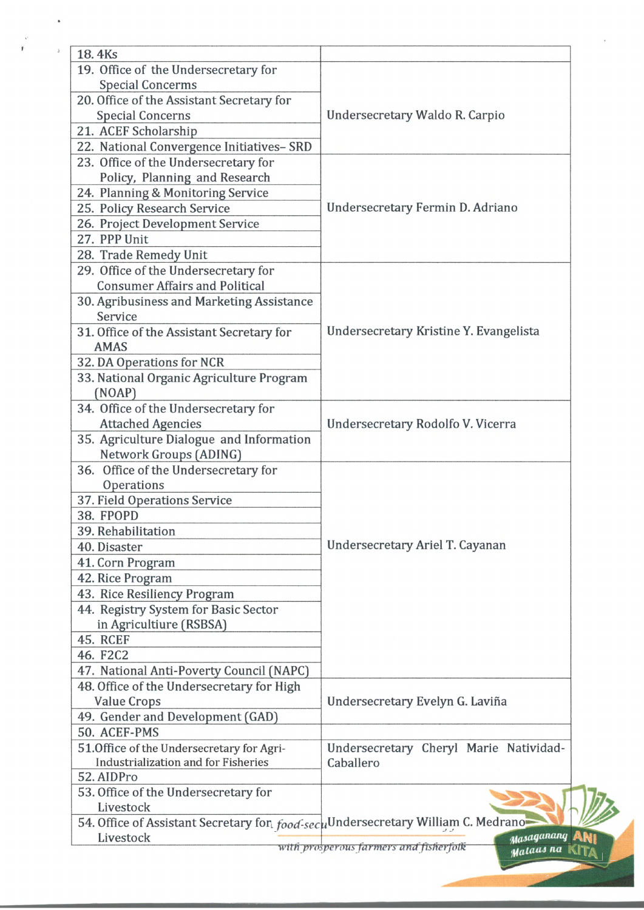| | |
|---|---|
| 18. 4Ks | |
| 19. Office of the Undersecretary for Special Concerms | Undersecretary Waldo R. Carpio |
| 20. Office of the Assistant Secretary for Special Concerns | |
| 21. ACEF Scholarship | |
| 22. National Convergence Initiatives– SRD | |
| 23. Office of the Undersecretary for Policy, Planning and Research | Undersecretary Fermin D. Adriano |
| 24. Planning & Monitoring Service | |
| 25. Policy Research Service | |
| 26. Project Development Service | |
| 27. PPP Unit | |
| 28. Trade Remedy Unit | |
| 29. Office of the Undersecretary for Consumer Affairs and Political | Undersecretary Kristine Y. Evangelista |
| 30. Agribusiness and Marketing Assistance Service | |
| 31. Office of the Assistant Secretary for AMAS | |
| 32. DA Operations for NCR | |
| 33. National Organic Agriculture Program (NOAP) | |
| 34. Office of the Undersecretary for Attached Agencies | Undersecretary Rodolfo V. Vicerra |
| 35. Agriculture Dialogue and Information Network Groups (ADING) | |
| 36. Office of the Undersecretary for Operations | Undersecretary Ariel T. Cayanan |
| 37. Field Operations Service | |
| 38. FPOPD | |
| 39. Rehabilitation | |
| 40. Disaster | |
| 41. Corn Program | |
| 42. Rice Program | |
| 43. Rice Resiliency Program | |
| 44. Registry System for Basic Sector in Agricultiure (RSBSA) | |
| 45. RCEF | |
| 46. F2C2 | |
| 47. National Anti-Poverty Council (NAPC) | |
| 48. Office of the Undersecretary for High Value Crops | Undersecretary Evelyn G. Laviña |
| 49. Gender and Development (GAD) | |
| 50. ACEF-PMS | |
| 51. Office of the Undersecretary for Agri-Industrialization and for Fisheries | Undersecretary Cheryl Marie Natividad-Caballero |
| 52. AIDPro | |
| 53. Office of the Undersecretary for Livestock | Undersecretary William C. Medrano |
| 54. Office of Assistant Secretary for Livestock | |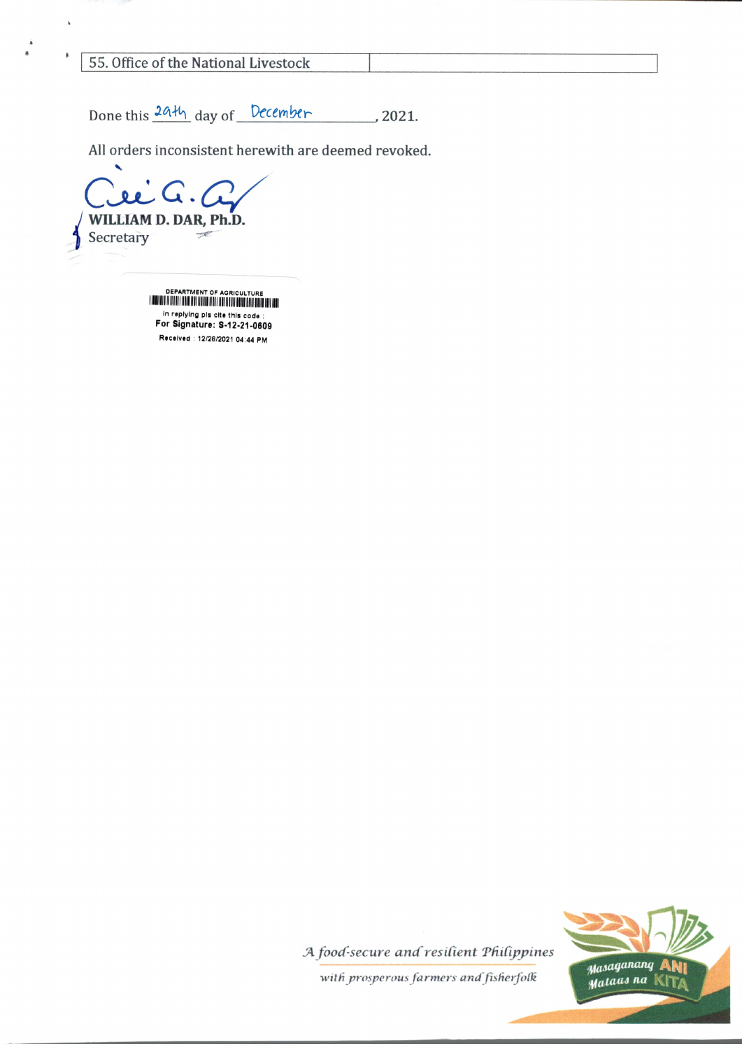| 55. Office of the National Livestock | |
| --- | --- |

Done this 29th day of December, 2021.

All orders inconsistent herewith are deemed revoked.

**WILLIAM D. DAR, Ph.D.**
Secretary

DEPARTMENT OF AGRICULTURE
In replying pls cite this code :
**For Signature: S-12-21-0609**
Received : 12/28/2021 04:44 PM

*A food-secure and resilient Philippines with prosperous farmers and fisherfolk*

Masaganang ANI Mataas na KITA